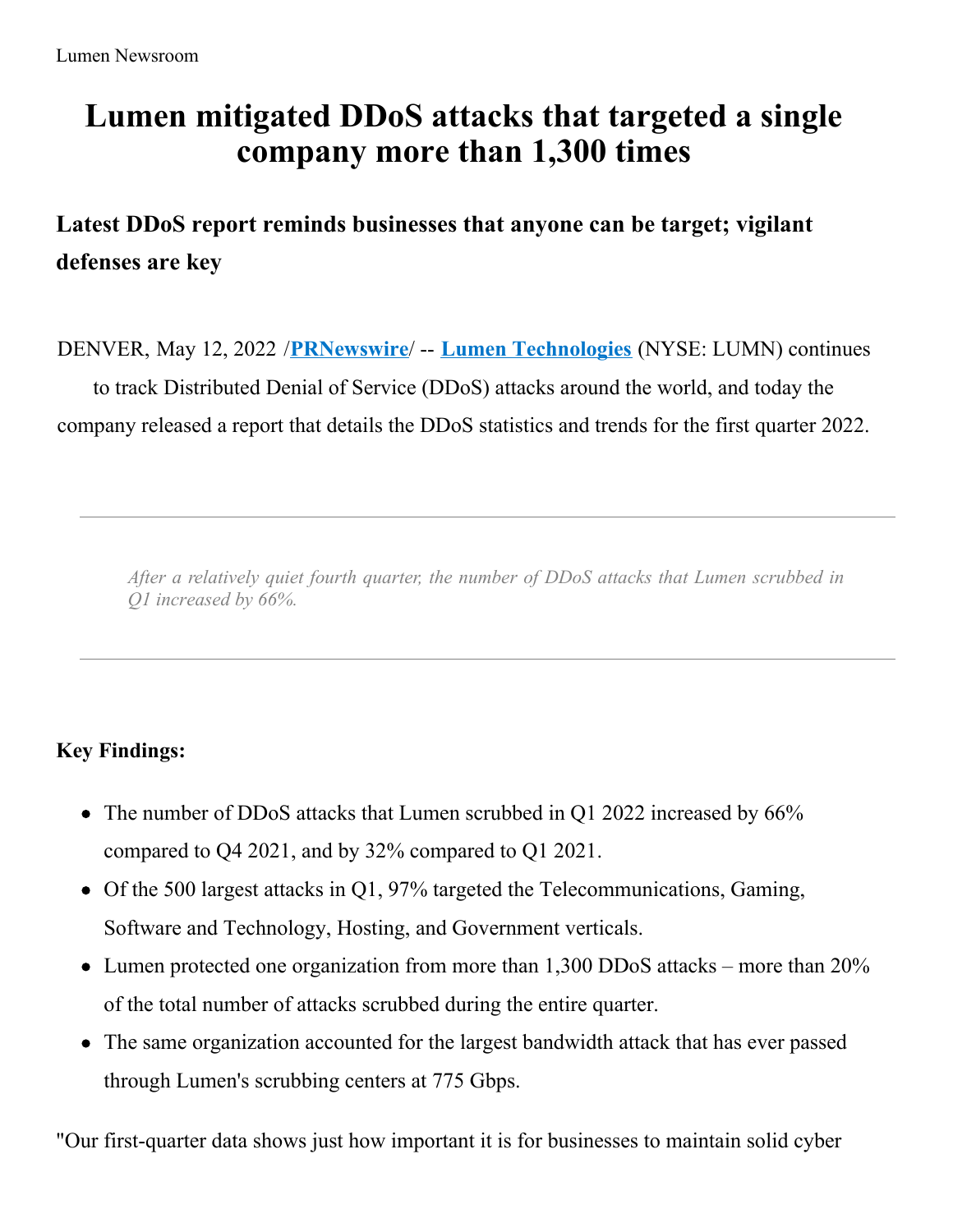Lumen Newsroom

# Lumen mitigated DDoS attacks that targeted a single company more than 1,300 times

## Latest DDoS report reminds businesses that anyone can be target; vigilant defenses are key

DENVER, May 12, 2022 /**PRNewswire**/ -- **Lumen Technologies** (NYSE: LUMN) continues to track Distributed Denial of Service (DDoS) attacks around the world, and today the company released a report that details the DDoS statistics and trends for the first quarter 2022.

---

> *After a relatively quiet fourth quarter, the number of DDoS attacks that Lumen scrubbed in Q1 increased by 66%.*

---

**Key Findings:**

- The number of DDoS attacks that Lumen scrubbed in Q1 2022 increased by 66% compared to Q4 2021, and by 32% compared to Q1 2021.
- Of the 500 largest attacks in Q1, 97% targeted the Telecommunications, Gaming, Software and Technology, Hosting, and Government verticals.
- Lumen protected one organization from more than 1,300 DDoS attacks – more than 20% of the total number of attacks scrubbed during the entire quarter.
- The same organization accounted for the largest bandwidth attack that has ever passed through Lumen's scrubbing centers at 775 Gbps.

"Our first-quarter data shows just how important it is for businesses to maintain solid cyber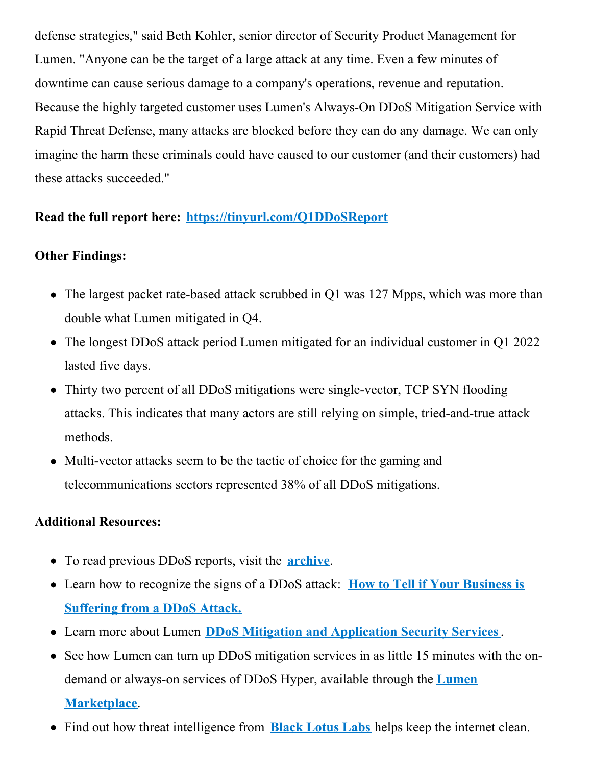defense strategies," said Beth Kohler, senior director of Security Product Management for Lumen. "Anyone can be the target of a large attack at any time. Even a few minutes of downtime can cause serious damage to a company's operations, revenue and reputation. Because the highly targeted customer uses Lumen's Always-On DDoS Mitigation Service with Rapid Threat Defense, many attacks are blocked before they can do any damage. We can only imagine the harm these criminals could have caused to our customer (and their customers) had these attacks succeeded."

**Read the full report here: [https://tinyurl.com/Q1DDoSReport](https://tinyurl.com/Q1DDoSReport)**

**Other Findings:**

- The largest packet rate-based attack scrubbed in Q1 was 127 Mpps, which was more than double what Lumen mitigated in Q4.
- The longest DDoS attack period Lumen mitigated for an individual customer in Q1 2022 lasted five days.
- Thirty two percent of all DDoS mitigations were single-vector, TCP SYN flooding attacks. This indicates that many actors are still relying on simple, tried-and-true attack methods.
- Multi-vector attacks seem to be the tactic of choice for the gaming and telecommunications sectors represented 38% of all DDoS mitigations.

**Additional Resources:**

- To read previous DDoS reports, visit the **archive**.
- Learn how to recognize the signs of a DDoS attack: **How to Tell if Your Business is Suffering from a DDoS Attack.**
- Learn more about Lumen **DDoS Mitigation and Application Security Services**.
- See how Lumen can turn up DDoS mitigation services in as little 15 minutes with the on-demand or always-on services of DDoS Hyper, available through the **Lumen Marketplace**.
- Find out how threat intelligence from **Black Lotus Labs** helps keep the internet clean.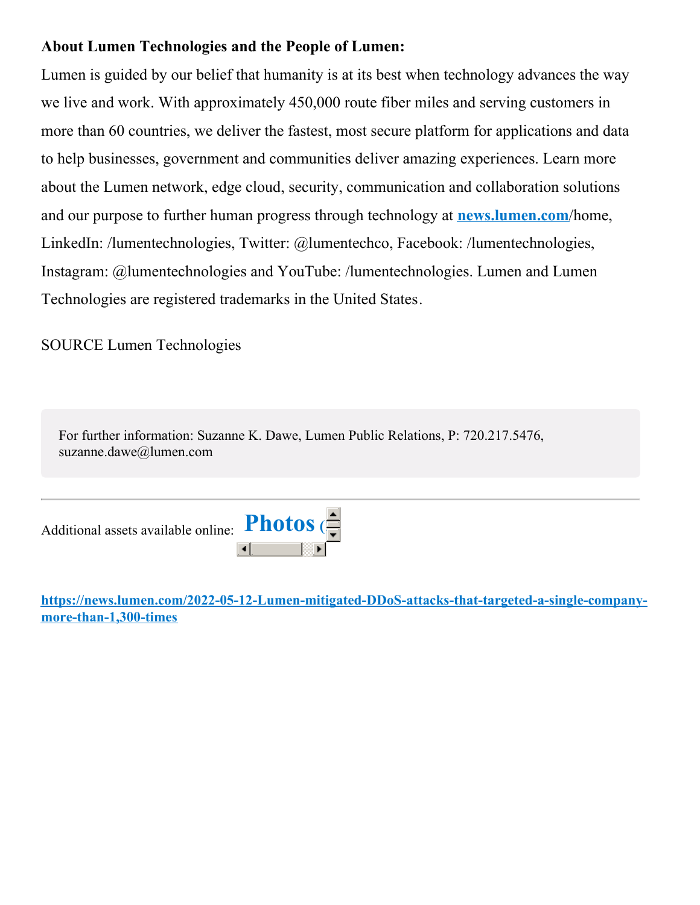**About Lumen Technologies and the People of Lumen:**

Lumen is guided by our belief that humanity is at its best when technology advances the way we live and work. With approximately 450,000 route fiber miles and serving customers in more than 60 countries, we deliver the fastest, most secure platform for applications and data to help businesses, government and communities deliver amazing experiences. Learn more about the Lumen network, edge cloud, security, communication and collaboration solutions and our purpose to further human progress through technology at **news.lumen.com**/home, LinkedIn: /lumentechnologies, Twitter: @lumentechco, Facebook: /lumentechnologies, Instagram: @lumentechnologies and YouTube: /lumentechnologies. Lumen and Lumen Technologies are registered trademarks in the United States.

SOURCE Lumen Technologies

For further information: Suzanne K. Dawe, Lumen Public Relations, P: 720.217.5476, suzanne.dawe@lumen.com

---

Additional assets available online: **Photos (**

**https://news.lumen.com/2022-05-12-Lumen-mitigated-DDoS-attacks-that-targeted-a-single-company-more-than-1,300-times**